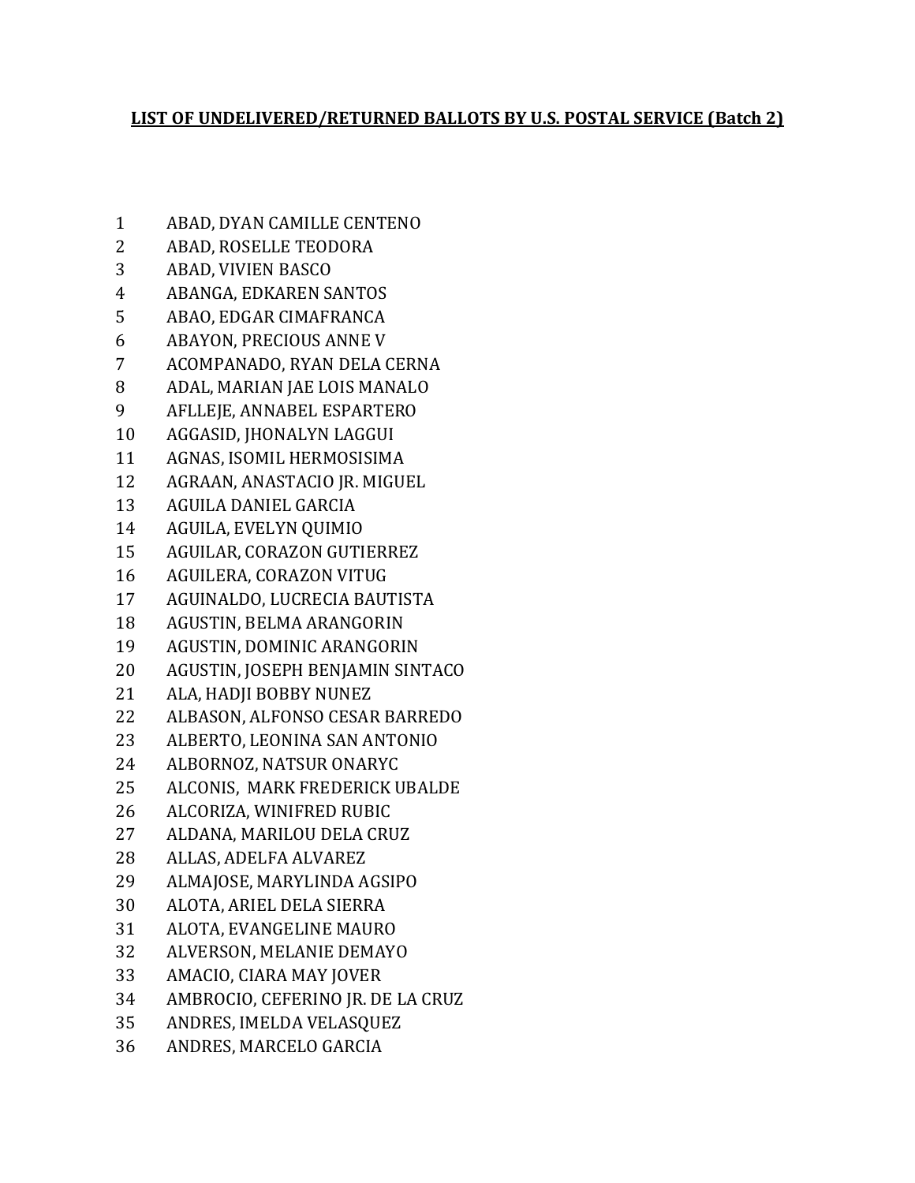**LIST OF UNDELIVERED/RETURNED BALLOTS BY U.S. POSTAL SERVICE (Batch 2)**

1 ABAD, DYAN CAMILLE CENTENO
2 ABAD, ROSELLE TEODORA
3 ABAD, VIVIEN BASCO
4 ABANGA, EDKAREN SANTOS
5 ABAO, EDGAR CIMAFRANCA
6 ABAYON, PRECIOUS ANNE V
7 ACOMPANADO, RYAN DELA CERNA
8 ADAL, MARIAN JAE LOIS MANALO
9 AFLLEJE, ANNABEL ESPARTERO
10 AGGASID, JHONALYN LAGGUI
11 AGNAS, ISOMIL HERMOSISIMA
12 AGRAAN, ANASTACIO JR. MIGUEL
13 AGUILA DANIEL GARCIA
14 AGUILA, EVELYN QUIMIO
15 AGUILAR, CORAZON GUTIERREZ
16 AGUILERA, CORAZON VITUG
17 AGUINALDO, LUCRECIA BAUTISTA
18 AGUSTIN, BELMA ARANGORIN
19 AGUSTIN, DOMINIC ARANGORIN
20 AGUSTIN, JOSEPH BENJAMIN SINTACO
21 ALA, HADJI BOBBY NUNEZ
22 ALBASON, ALFONSO CESAR BARREDO
23 ALBERTO, LEONINA SAN ANTONIO
24 ALBORNOZ, NATSUR ONARYC
25 ALCONIS, MARK FREDERICK UBALDE
26 ALCORIZA, WINIFRED RUBIC
27 ALDANA, MARILOU DELA CRUZ
28 ALLAS, ADELFA ALVAREZ
29 ALMAJOSE, MARYLINDA AGSIPO
30 ALOTA, ARIEL DELA SIERRA
31 ALOTA, EVANGELINE MAURO
32 ALVERSON, MELANIE DEMAYO
33 AMACIO, CIARA MAY JOVER
34 AMBROCIO, CEFERINO JR. DE LA CRUZ
35 ANDRES, IMELDA VELASQUEZ
36 ANDRES, MARCELO GARCIA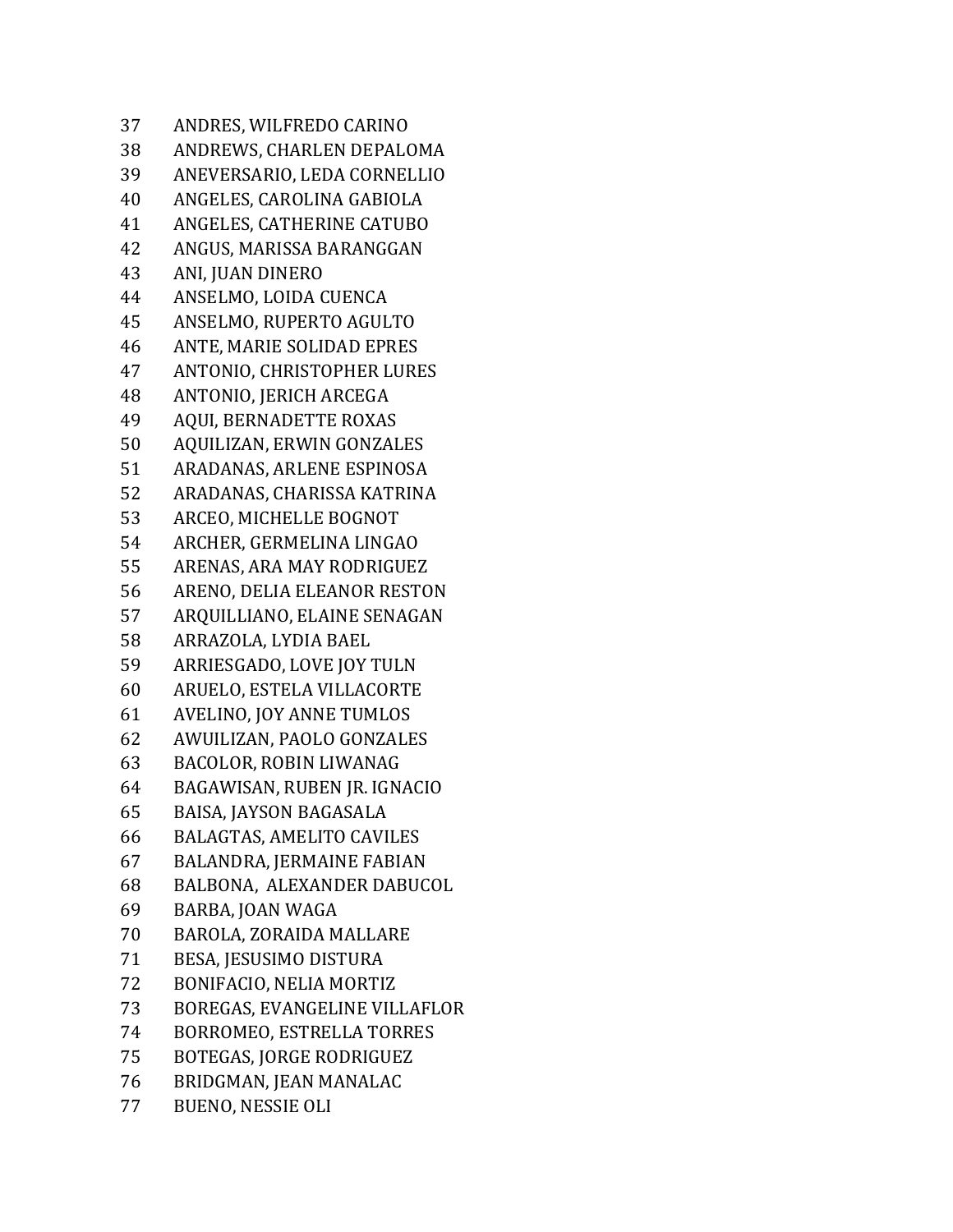37 ANDRES, WILFREDO CARINO
38 ANDREWS, CHARLEN DEPALOMA
39 ANEVERSARIO, LEDA CORNELLIO
40 ANGELES, CAROLINA GABIOLA
41 ANGELES, CATHERINE CATUBO
42 ANGUS, MARISSA BARANGGAN
43 ANI, JUAN DINERO
44 ANSELMO, LOIDA CUENCA
45 ANSELMO, RUPERTO AGULTO
46 ANTE, MARIE SOLIDAD EPRES
47 ANTONIO, CHRISTOPHER LURES
48 ANTONIO, JERICH ARCEGA
49 AQUI, BERNADETTE ROXAS
50 AQUILIZAN, ERWIN GONZALES
51 ARADANAS, ARLENE ESPINOSA
52 ARADANAS, CHARISSA KATRINA
53 ARCEO, MICHELLE BOGNOT
54 ARCHER, GERMELINA LINGAO
55 ARENAS, ARA MAY RODRIGUEZ
56 ARENO, DELIA ELEANOR RESTON
57 ARQUILLIANO, ELAINE SENAGAN
58 ARRAZOLA, LYDIA BAEL
59 ARRIESGADO, LOVE JOY TULN
60 ARUELO, ESTELA VILLACORTE
61 AVELINO, JOY ANNE TUMLOS
62 AWUILIZAN, PAOLO GONZALES
63 BACOLOR, ROBIN LIWANAG
64 BAGAWISAN, RUBEN JR. IGNACIO
65 BAISA, JAYSON BAGASALA
66 BALAGTAS, AMELITO CAVILES
67 BALANDRA, JERMAINE FABIAN
68 BALBONA, ALEXANDER DABUCOL
69 BARBA, JOAN WAGA
70 BAROLA, ZORAIDA MALLARE
71 BESA, JESUSIMO DISTURA
72 BONIFACIO, NELIA MORTIZ
73 BOREGAS, EVANGELINE VILLAFLOR
74 BORROMEO, ESTRELLA TORRES
75 BOTEGAS, JORGE RODRIGUEZ
76 BRIDGMAN, JEAN MANALAC
77 BUENO, NESSIE OLI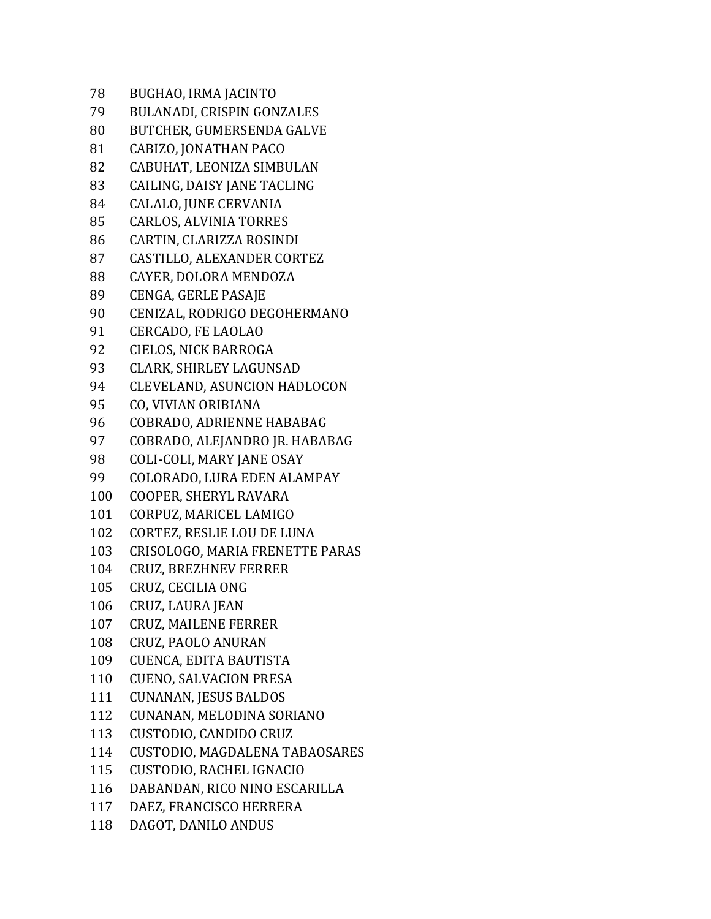78 BUGHAO, IRMA JACINTO
79 BULANADI, CRISPIN GONZALES
80 BUTCHER, GUMERSENDA GALVE
81 CABIZO, JONATHAN PACO
82 CABUHAT, LEONIZA SIMBULAN
83 CAILING, DAISY JANE TACLING
84 CALALO, JUNE CERVANIA
85 CARLOS, ALVINIA TORRES
86 CARTIN, CLARIZZA ROSINDI
87 CASTILLO, ALEXANDER CORTEZ
88 CAYER, DOLORA MENDOZA
89 CENGA, GERLE PASAJE
90 CENIZAL, RODRIGO DEGOHERMANO
91 CERCADO, FE LAOLAO
92 CIELOS, NICK BARROGA
93 CLARK, SHIRLEY LAGUNSAD
94 CLEVELAND, ASUNCION HADLOCON
95 CO, VIVIAN ORIBIANA
96 COBRADO, ADRIENNE HABABAG
97 COBRADO, ALEJANDRO JR. HABABAG
98 COLI-COLI, MARY JANE OSAY
99 COLORADO, LURA EDEN ALAMPAY
100 COOPER, SHERYL RAVARA
101 CORPUZ, MARICEL LAMIGO
102 CORTEZ, RESLIE LOU DE LUNA
103 CRISOLOGO, MARIA FRENETTE PARAS
104 CRUZ, BREZHNEV FERRER
105 CRUZ, CECILIA ONG
106 CRUZ, LAURA JEAN
107 CRUZ, MAILENE FERRER
108 CRUZ, PAOLO ANURAN
109 CUENCA, EDITA BAUTISTA
110 CUENO, SALVACION PRESA
111 CUNANAN, JESUS BALDOS
112 CUNANAN, MELODINA SORIANO
113 CUSTODIO, CANDIDO CRUZ
114 CUSTODIO, MAGDALENA TABAOSARES
115 CUSTODIO, RACHEL IGNACIO
116 DABANDAN, RICO NINO ESCARILLA
117 DAEZ, FRANCISCO HERRERA
118 DAGOT, DANILO ANDUS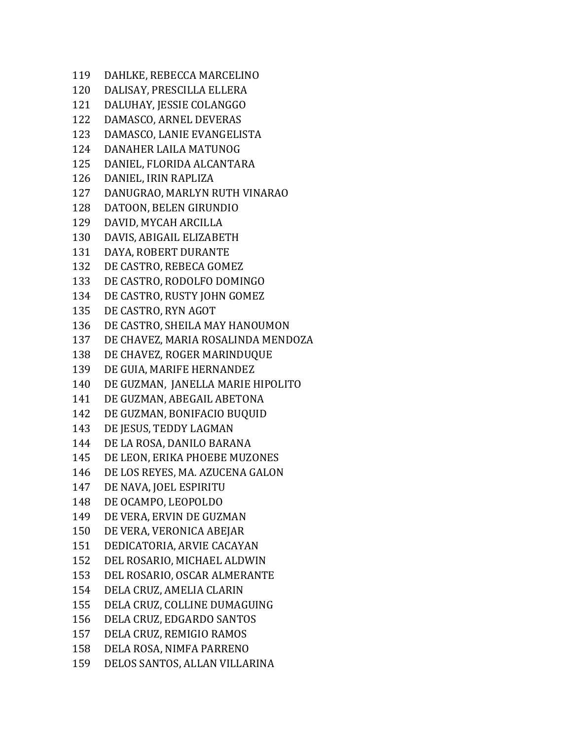119 DAHLKE, REBECCA MARCELINO
120 DALISAY, PRESCILLA ELLERA
121 DALUHAY, JESSIE COLANGGO
122 DAMASCO, ARNEL DEVERAS
123 DAMASCO, LANIE EVANGELISTA
124 DANAHER LAILA MATUNOG
125 DANIEL, FLORIDA ALCANTARA
126 DANIEL, IRIN RAPLIZA
127 DANUGRAO, MARLYN RUTH VINARAO
128 DATOON, BELEN GIRUNDIO
129 DAVID, MYCAH ARCILLA
130 DAVIS, ABIGAIL ELIZABETH
131 DAYA, ROBERT DURANTE
132 DE CASTRO, REBECA GOMEZ
133 DE CASTRO, RODOLFO DOMINGO
134 DE CASTRO, RUSTY JOHN GOMEZ
135 DE CASTRO, RYN AGOT
136 DE CASTRO, SHEILA MAY HANOUMON
137 DE CHAVEZ, MARIA ROSALINDA MENDOZA
138 DE CHAVEZ, ROGER MARINDUQUE
139 DE GUIA, MARIFE HERNANDEZ
140 DE GUZMAN, JANELLA MARIE HIPOLITO
141 DE GUZMAN, ABEGAIL ABETONA
142 DE GUZMAN, BONIFACIO BUQUID
143 DE JESUS, TEDDY LAGMAN
144 DE LA ROSA, DANILO BARANA
145 DE LEON, ERIKA PHOEBE MUZONES
146 DE LOS REYES, MA. AZUCENA GALON
147 DE NAVA, JOEL ESPIRITU
148 DE OCAMPO, LEOPOLDO
149 DE VERA, ERVIN DE GUZMAN
150 DE VERA, VERONICA ABEJAR
151 DEDICATORIA, ARVIE CACAYAN
152 DEL ROSARIO, MICHAEL ALDWIN
153 DEL ROSARIO, OSCAR ALMERANTE
154 DELA CRUZ, AMELIA CLARIN
155 DELA CRUZ, COLLINE DUMAGUING
156 DELA CRUZ, EDGARDO SANTOS
157 DELA CRUZ, REMIGIO RAMOS
158 DELA ROSA, NIMFA PARRENO
159 DELOS SANTOS, ALLAN VILLARINA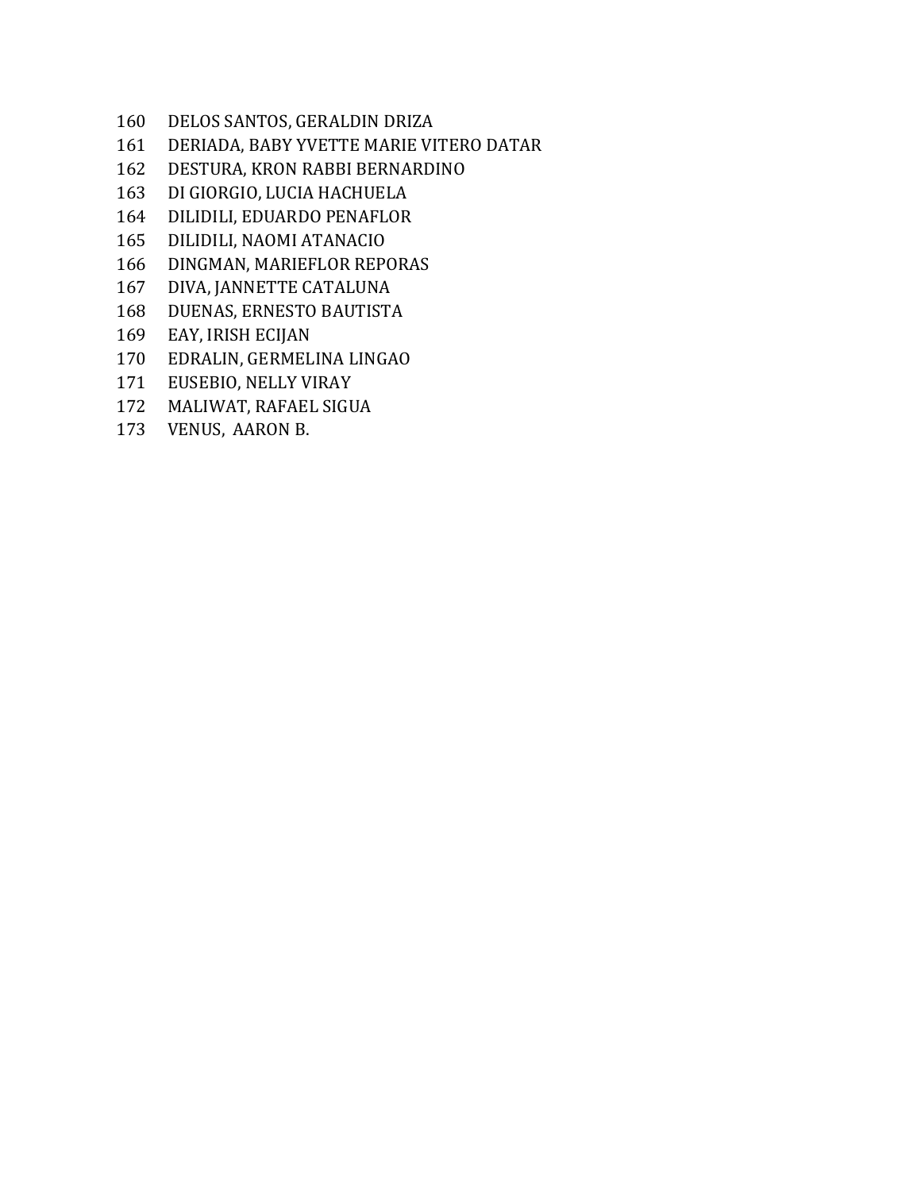160 DELOS SANTOS, GERALDIN DRIZA
161 DERIADA, BABY YVETTE MARIE VITERO DATAR
162 DESTURA, KRON RABBI BERNARDINO
163 DI GIORGIO, LUCIA HACHUELA
164 DILIDILI, EDUARDO PENAFLOR
165 DILIDILI, NAOMI ATANACIO
166 DINGMAN, MARIEFLOR REPORAS
167 DIVA, JANNETTE CATALUNA
168 DUENAS, ERNESTO BAUTISTA
169 EAY, IRISH ECIJAN
170 EDRALIN, GERMELINA LINGAO
171 EUSEBIO, NELLY VIRAY
172 MALIWAT, RAFAEL SIGUA
173 VENUS, AARON B.